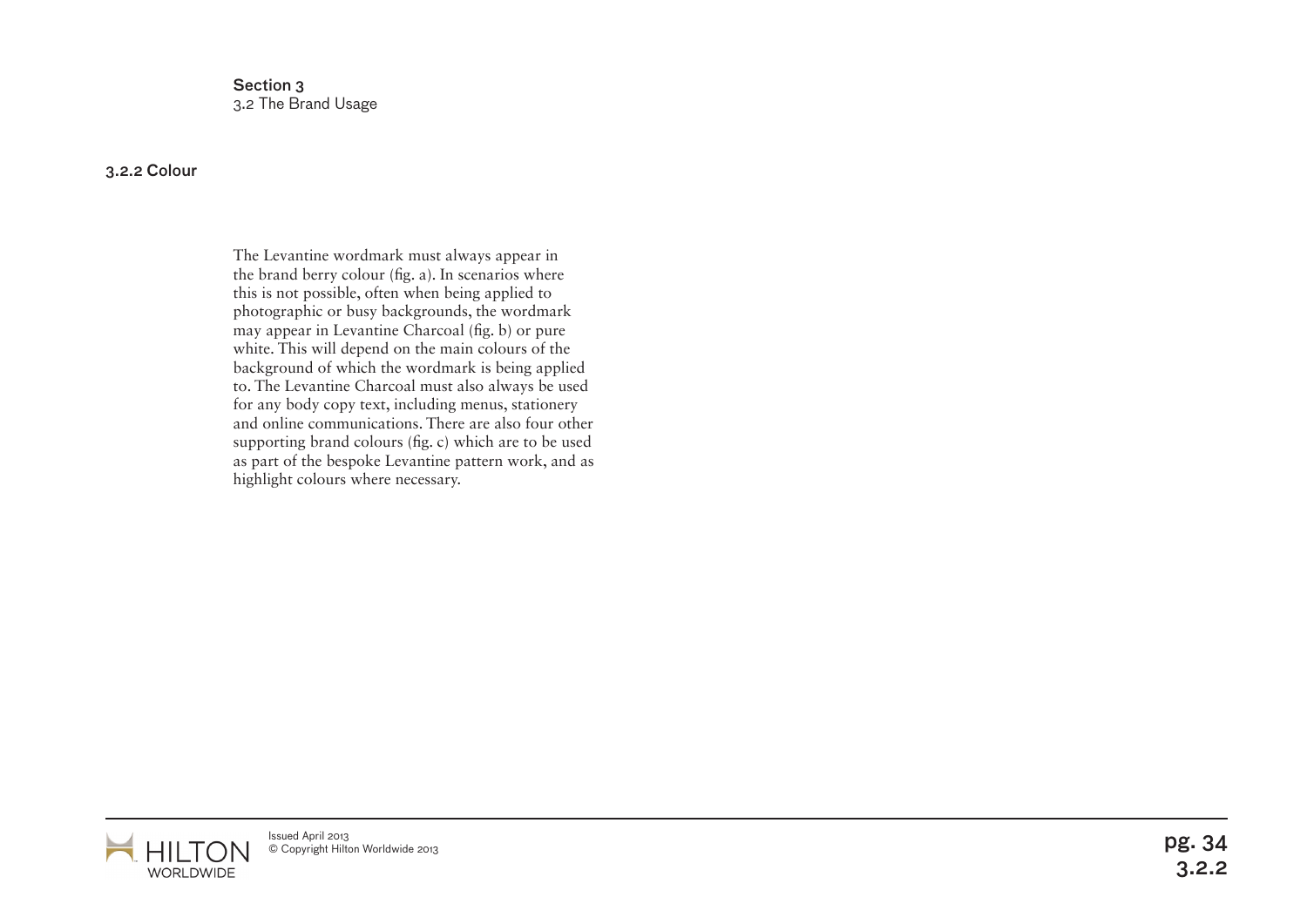Section 3
3.2 The Brand Usage

### 3.2.2 Colour

The Levantine wordmark must always appear in the brand berry colour (fig. a). In scenarios where this is not possible, often when being applied to photographic or busy backgrounds, the wordmark may appear in Levantine Charcoal (fig. b) or pure white. This will depend on the main colours of the background of which the wordmark is being applied to. The Levantine Charcoal must also always be used for any body copy text, including menus, stationery and online communications. There are also four other supporting brand colours (fig. c) which are to be used as part of the bespoke Levantine pattern work, and as highlight colours where necessary.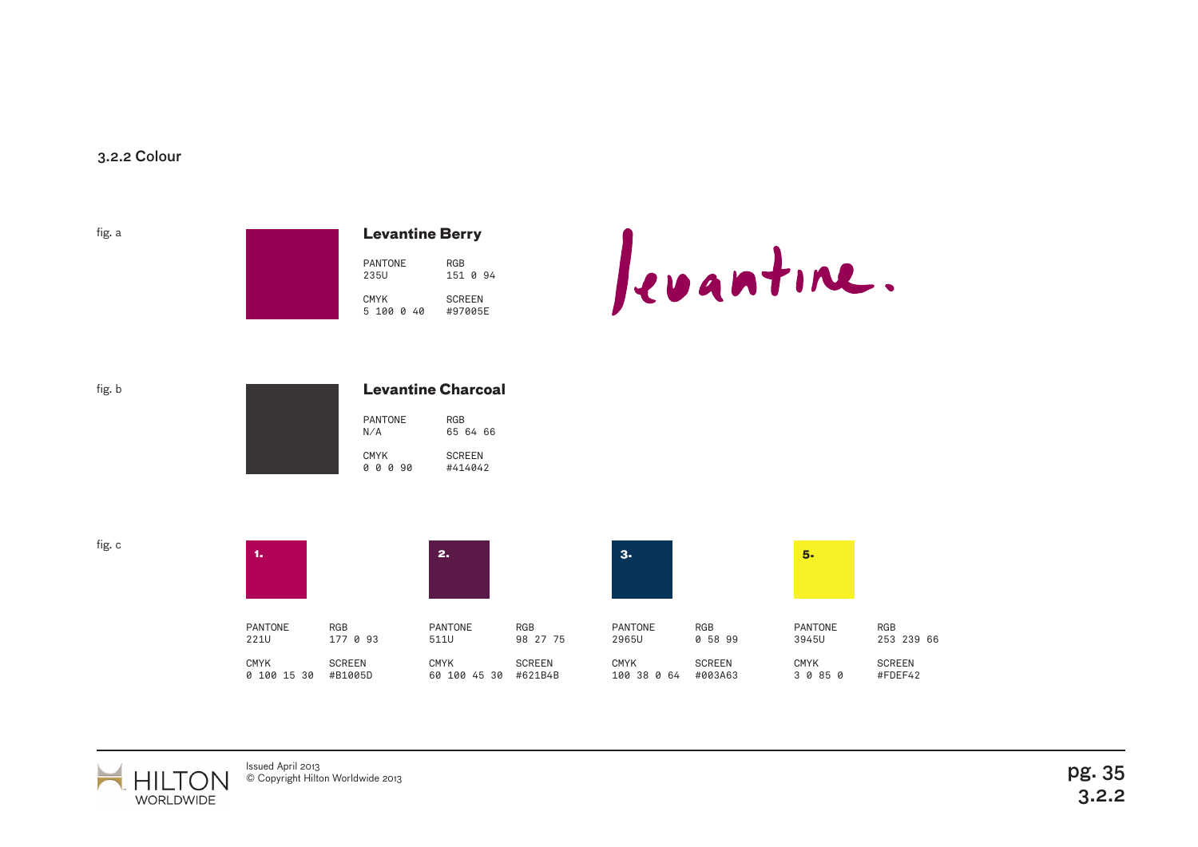## 3.2.2 Colour

fig. a

**Levantine Berry**

| | |
|---|---|
| PANTONE 235U | RGB 151 0 94 |
| CMYK 5 100 0 40 | SCREEN #97005E |

Levantine.

fig. b

**Levantine Charcoal**

| | |
|---|---|
| PANTONE N/A | RGB 65 64 66 |
| CMYK 0 0 0 90 | SCREEN #414042 |

fig. c

| | 1. | 2. | 3. | 5. |
|---|---|---|---|---|
| PANTONE | 221U | 511U | 2965U | 3945U |
| RGB | 177 0 93 | 98 27 75 | 0 58 99 | 253 239 66 |
| CMYK | 0 100 15 30 | 60 100 45 30 | 100 38 0 64 | 3 0 85 0 |
| SCREEN | #B1005D | #621B4B | #003A63 | #FDEF42 |

Issued April 2013
© Copyright Hilton Worldwide 2013